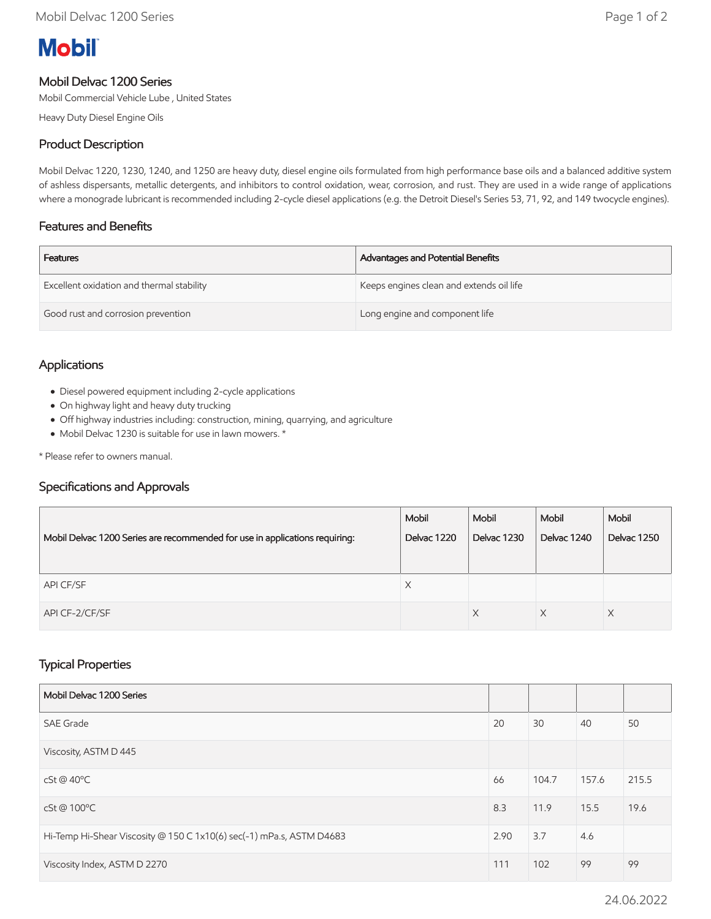Mobil

# Mobil Delvac 1200 Series

Mobil Commercial Vehicle Lube , United States

Heavy Duty Diesel Engine Oils

## Product Description

Mobil Delvac 1220, 1230, 1240, and 1250 are heavy duty, diesel engine oils formulated from high performance base oils and a balanced additive system of ashless dispersants, metallic detergents, and inhibitors to control oxidation, wear, corrosion, and rust. They are used in a wide range of applications where a monograde lubricant is recommended including 2-cycle diesel applications (e.g. the Detroit Diesel's Series 53, 71, 92, and 149 twocycle engines).

## Features and Benefits

| Features | Advantages and Potential Benefits |
| --- | --- |
| Excellent oxidation and thermal stability | Keeps engines clean and extends oil life |
| Good rust and corrosion prevention | Long engine and component life |

## Applications

- Diesel powered equipment including 2-cycle applications
- On highway light and heavy duty trucking
- Off highway industries including: construction, mining, quarrying, and agriculture
- Mobil Delvac 1230 is suitable for use in lawn mowers. *

* Please refer to owners manual.

## Specifications and Approvals

| Mobil Delvac 1200 Series are recommended for use in applications requiring: | Mobil Delvac 1220 | Mobil Delvac 1230 | Mobil Delvac 1240 | Mobil Delvac 1250 |
| --- | --- | --- | --- | --- |
| API CF/SF | X | | | |
| API CF-2/CF/SF | | X | X | X |

## Typical Properties

| Mobil Delvac 1200 Series | | | | |
| --- | --- | --- | --- | --- |
| SAE Grade | 20 | 30 | 40 | 50 |
| Viscosity, ASTM D 445 | | | | |
| cSt @ 40ºC | 66 | 104.7 | 157.6 | 215.5 |
| cSt @ 100ºC | 8.3 | 11.9 | 15.5 | 19.6 |
| Hi-Temp Hi-Shear Viscosity @ 150 C 1x10(6) sec(-1) mPa.s, ASTM D4683 | 2.90 | 3.7 | 4.6 | |
| Viscosity Index, ASTM D 2270 | 111 | 102 | 99 | 99 |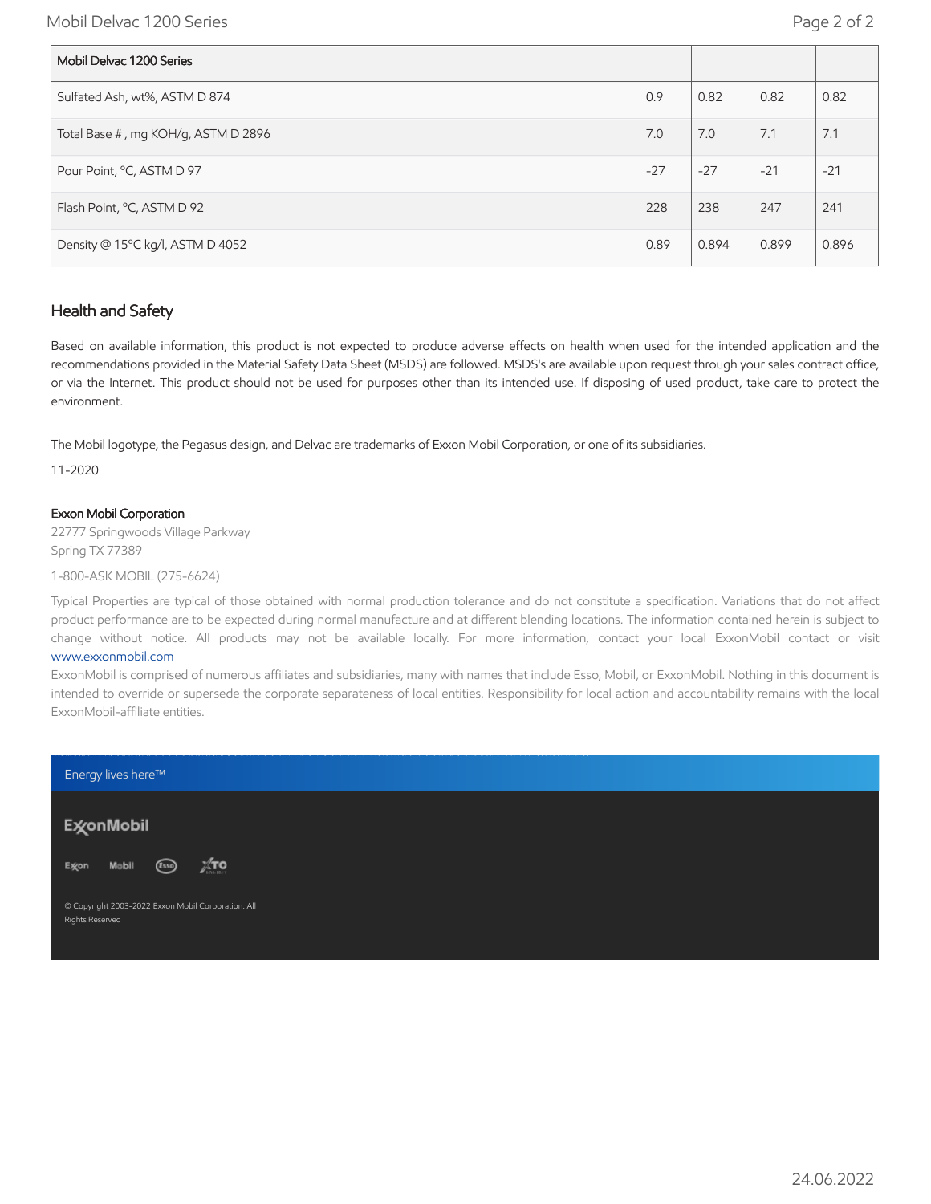| Mobil Delvac 1200 Series | | | | |
|---|---|---|---|---|
| Sulfated Ash, wt%, ASTM D 874 | 0.9 | 0.82 | 0.82 | 0.82 |
| Total Base # , mg KOH/g, ASTM D 2896 | 7.0 | 7.0 | 7.1 | 7.1 |
| Pour Point, °C, ASTM D 97 | -27 | -27 | -21 | -21 |
| Flash Point, °C, ASTM D 92 | 228 | 238 | 247 | 241 |
| Density @ 15°C kg/l, ASTM D 4052 | 0.89 | 0.894 | 0.899 | 0.896 |

## Health and Safety

Based on available information, this product is not expected to produce adverse effects on health when used for the intended application and the recommendations provided in the Material Safety Data Sheet (MSDS) are followed. MSDS's are available upon request through your sales contract office, or via the Internet. This product should not be used for purposes other than its intended use. If disposing of used product, take care to protect the environment.

The Mobil logotype, the Pegasus design, and Delvac are trademarks of Exxon Mobil Corporation, or one of its subsidiaries.

11-2020

**Exxon Mobil Corporation**
22777 Springwoods Village Parkway
Spring TX 77389

1-800-ASK MOBIL (275-6624)

Typical Properties are typical of those obtained with normal production tolerance and do not constitute a specification. Variations that do not affect product performance are to be expected during normal manufacture and at different blending locations. The information contained herein is subject to change without notice. All products may not be available locally. For more information, contact your local ExxonMobil contact or visit www.exxonmobil.com

ExxonMobil is comprised of numerous affiliates and subsidiaries, many with names that include Esso, Mobil, or ExxonMobil. Nothing in this document is intended to override or supersede the corporate separateness of local entities. Responsibility for local action and accountability remains with the local ExxonMobil-affiliate entities.

Energy lives here™

ExxonMobil

Exxon Mobil Esso XTO

© Copyright 2003-2022 Exxon Mobil Corporation. All Rights Reserved

24.06.2022